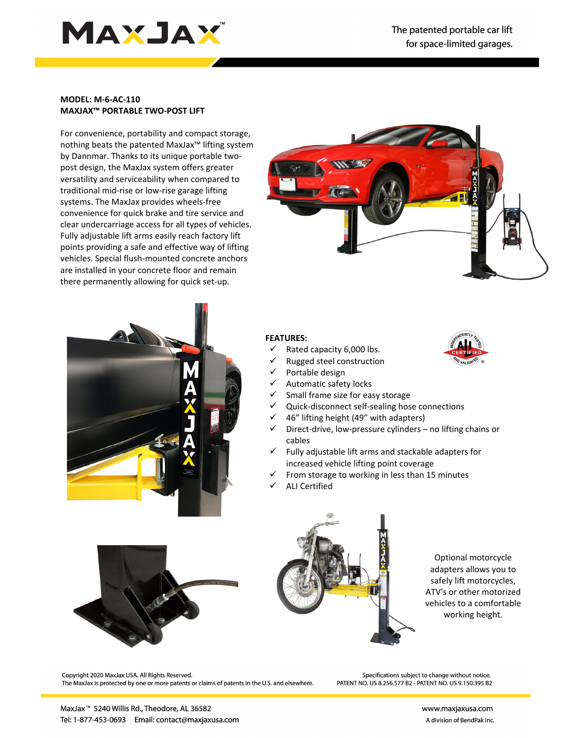# MAXJAX™

The patented portable car lift for space-limited garages.

**MODEL: M-6-AC-110**
**MAXJAX™ PORTABLE TWO-POST LIFT**

For convenience, portability and compact storage, nothing beats the patented MaxJax™ lifting system by Dannmar. Thanks to its unique portable two-post design, the MaxJax system offers greater versatility and serviceability when compared to traditional mid-rise or low-rise garage lifting systems. The MaxJax provides wheels-free convenience for quick brake and tire service and clear undercarriage access for all types of vehicles. Fully adjustable lift arms easily reach factory lift points providing a safe and effective way of lifting vehicles. Special flush-mounted concrete anchors are installed in your concrete floor and remain there permanently allowing for quick set-up.

**FEATURES:**

- ✓ Rated capacity 6,000 lbs.
- ✓ Rugged steel construction
- ✓ Portable design
- ✓ Automatic safety locks
- ✓ Small frame size for easy storage
- ✓ Quick-disconnect self-sealing hose connections
- ✓ 46" lifting height (49" with adapters)
- ✓ Direct-drive, low-pressure cylinders – no lifting chains or cables
- ✓ Fully adjustable lift arms and stackable adapters for increased vehicle lifting point coverage
- ✓ From storage to working in less than 15 minutes
- ✓ ALI Certified

Optional motorcycle adapters allows you to safely lift motorcycles, ATV's or other motorized vehicles to a comfortable working height.

Copyright 2020 MaxJax USA. All Rights Reserved.
The MaxJax is protected by one or more patents or claims of patents in the U.S. and elsewhere.

Specifications subject to change without notice.
PATENT NO. US 8.256.577 B2 - PATENT NO. US 9.150.395 B2

MaxJax™ 5240 Willis Rd., Theodore, AL 36582
Tel: 1-877-453-0693 Email: contact@maxjaxusa.com

www.maxjaxusa.com
A division of BendPak Inc.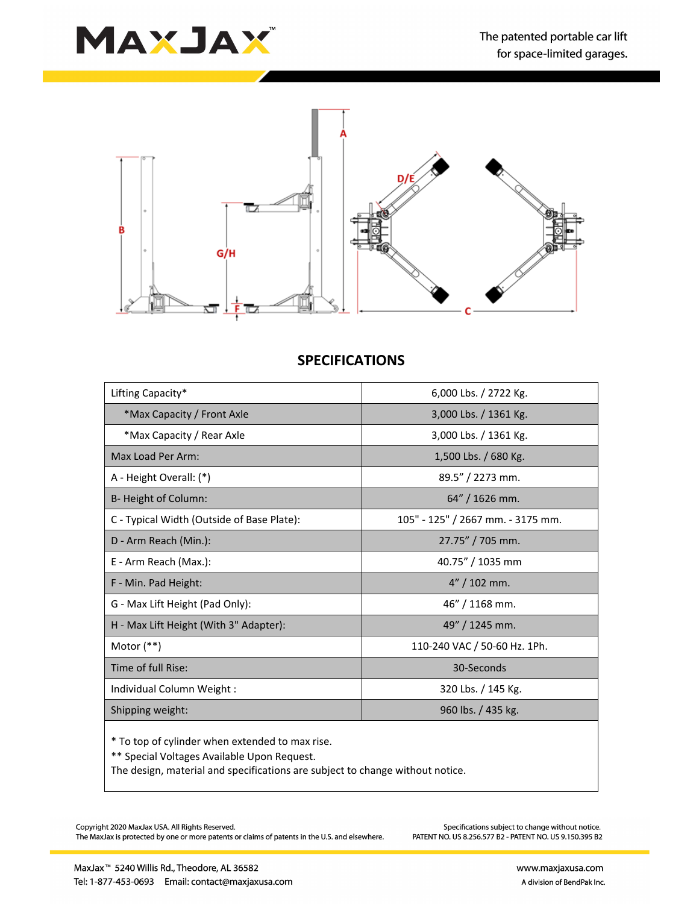# MAXJAX™

The patented portable car lift
for space-limited garages.

A

B

D/E

G/H

F

C

## SPECIFICATIONS

| | |
|---|---|
| Lifting Capacity* | 6,000 Lbs. / 2722 Kg. |
| *Max Capacity / Front Axle | 3,000 Lbs. / 1361 Kg. |
| *Max Capacity / Rear Axle | 3,000 Lbs. / 1361 Kg. |
| Max Load Per Arm: | 1,500 Lbs. / 680 Kg. |
| A - Height Overall: (*) | 89.5" / 2273 mm. |
| B- Height of Column: | 64" / 1626 mm. |
| C - Typical Width (Outside of Base Plate): | 105" - 125" / 2667 mm. - 3175 mm. |
| D - Arm Reach (Min.): | 27.75" / 705 mm. |
| E - Arm Reach (Max.): | 40.75" / 1035 mm |
| F - Min. Pad Height: | 4" / 102 mm. |
| G - Max Lift Height (Pad Only): | 46" / 1168 mm. |
| H - Max Lift Height (With 3" Adapter): | 49" / 1245 mm. |
| Motor (**) | 110-240 VAC / 50-60 Hz. 1Ph. |
| Time of full Rise: | 30-Seconds |
| Individual Column Weight : | 320 Lbs. / 145 Kg. |
| Shipping weight: | 960 lbs. / 435 kg. |

* To top of cylinder when extended to max rise.
** Special Voltages Available Upon Request.
The design, material and specifications are subject to change without notice.

Copyright 2020 MaxJax USA. All Rights Reserved.
The MaxJax is protected by one or more patents or claims of patents in the U.S. and elsewhere.

Specifications subject to change without notice.
PATENT NO. US 8.256.577 B2 - PATENT NO. US 9.150.395 B2

MaxJax™ 5240 Willis Rd., Theodore, AL 36582
Tel: 1-877-453-0693 Email: contact@maxjaxusa.com

www.maxjaxusa.com
A division of BendPak Inc.